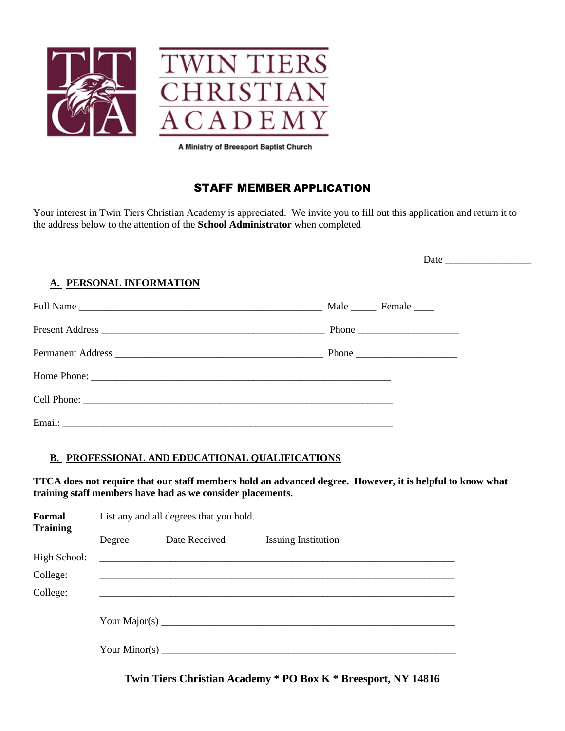# TWIN TIERS CHRISTIAN ACADEMY

A Ministry of Breesport Baptist Church

## STAFF MEMBER APPLICATION

Your interest in Twin Tiers Christian Academy is appreciated. We invite you to fill out this application and return it to the address below to the attention of the **School Administrator** when completed

Date _________________

### A. PERSONAL INFORMATION

Full Name _______________________________________________ Male _____ Female ____

Present Address ____________________________________________ Phone ___________________

Permanent Address __________________________________________ Phone ___________________

Home Phone: __________________________________________________________

Cell Phone: ___________________________________________________________

Email: _______________________________________________________________

### B. PROFESSIONAL AND EDUCATIONAL QUALIFICATIONS

**TTCA does not require that our staff members hold an advanced degree. However, it is helpful to know what training staff members have had as we consider placements.**

**Formal Training** List any and all degrees that you hold.

| | Degree | Date Received | Issuing Institution |
|---|---|---|---|
| High School: | | | |
| College: | | | |
| College: | | | |

Your Major(s) ___________________________________________________________

Your Minor(s) ___________________________________________________________

**Twin Tiers Christian Academy * PO Box K * Breesport, NY 14816**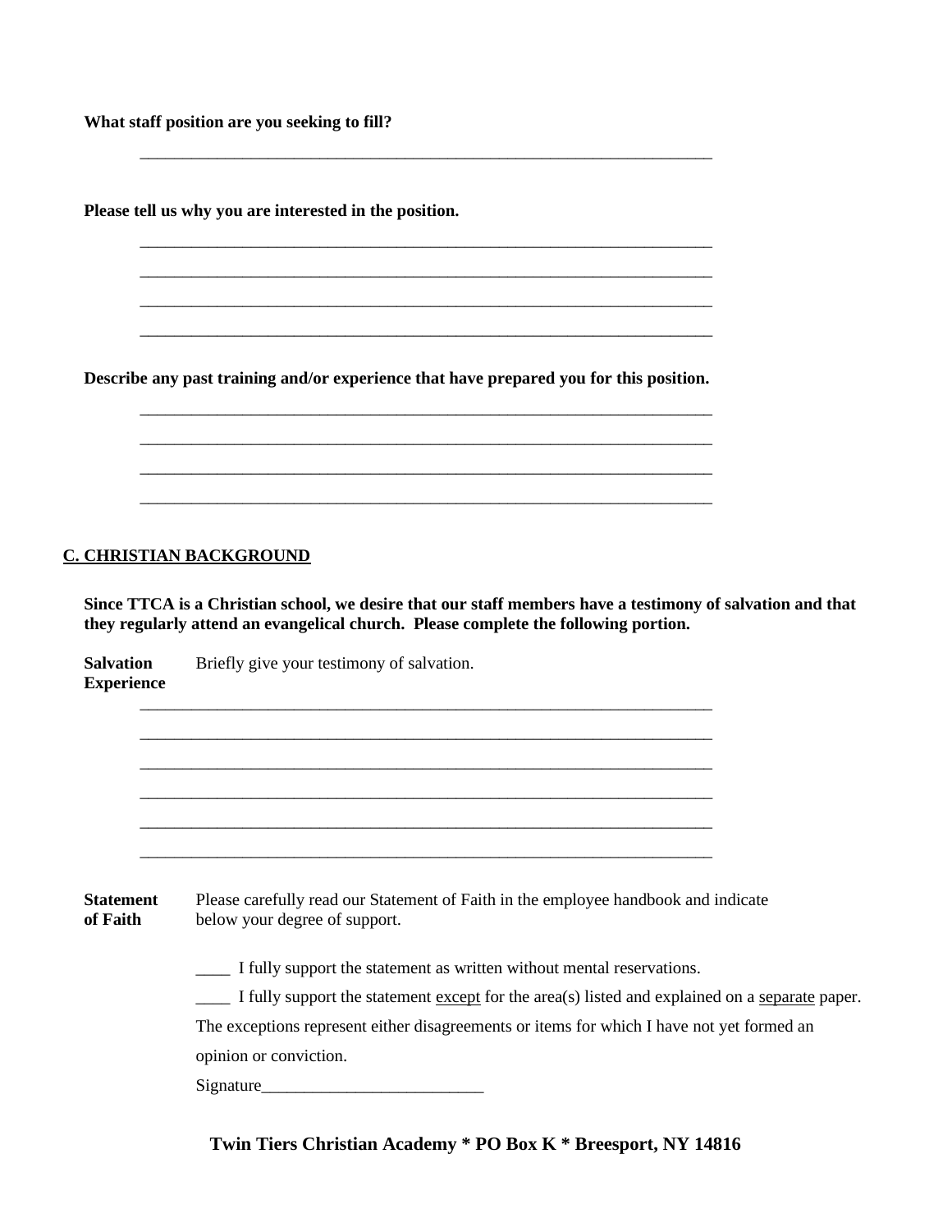**What staff position are you seeking to fill?**

_______________________________________________________________________

**Please tell us why you are interested in the position.**

_______________________________________________________________________

_______________________________________________________________________

_______________________________________________________________________

_______________________________________________________________________

**Describe any past training and/or experience that have prepared you for this position.**

_______________________________________________________________________

_______________________________________________________________________

_______________________________________________________________________

_______________________________________________________________________

## C. CHRISTIAN BACKGROUND

**Since TTCA is a Christian school, we desire that our staff members have a testimony of salvation and that they regularly attend an evangelical church. Please complete the following portion.**

**Salvation Experience** Briefly give your testimony of salvation.

_______________________________________________________________________

_______________________________________________________________________

_______________________________________________________________________

_______________________________________________________________________

_______________________________________________________________________

_______________________________________________________________________

**Statement of Faith** Please carefully read our Statement of Faith in the employee handbook and indicate below your degree of support.

____ I fully support the statement as written without mental reservations.

____ I fully support the statement <u>except</u> for the area(s) listed and explained on a <u>separate</u> paper. The exceptions represent either disagreements or items for which I have not yet formed an opinion or conviction.

Signature__________________________

**Twin Tiers Christian Academy * PO Box K * Breesport, NY 14816**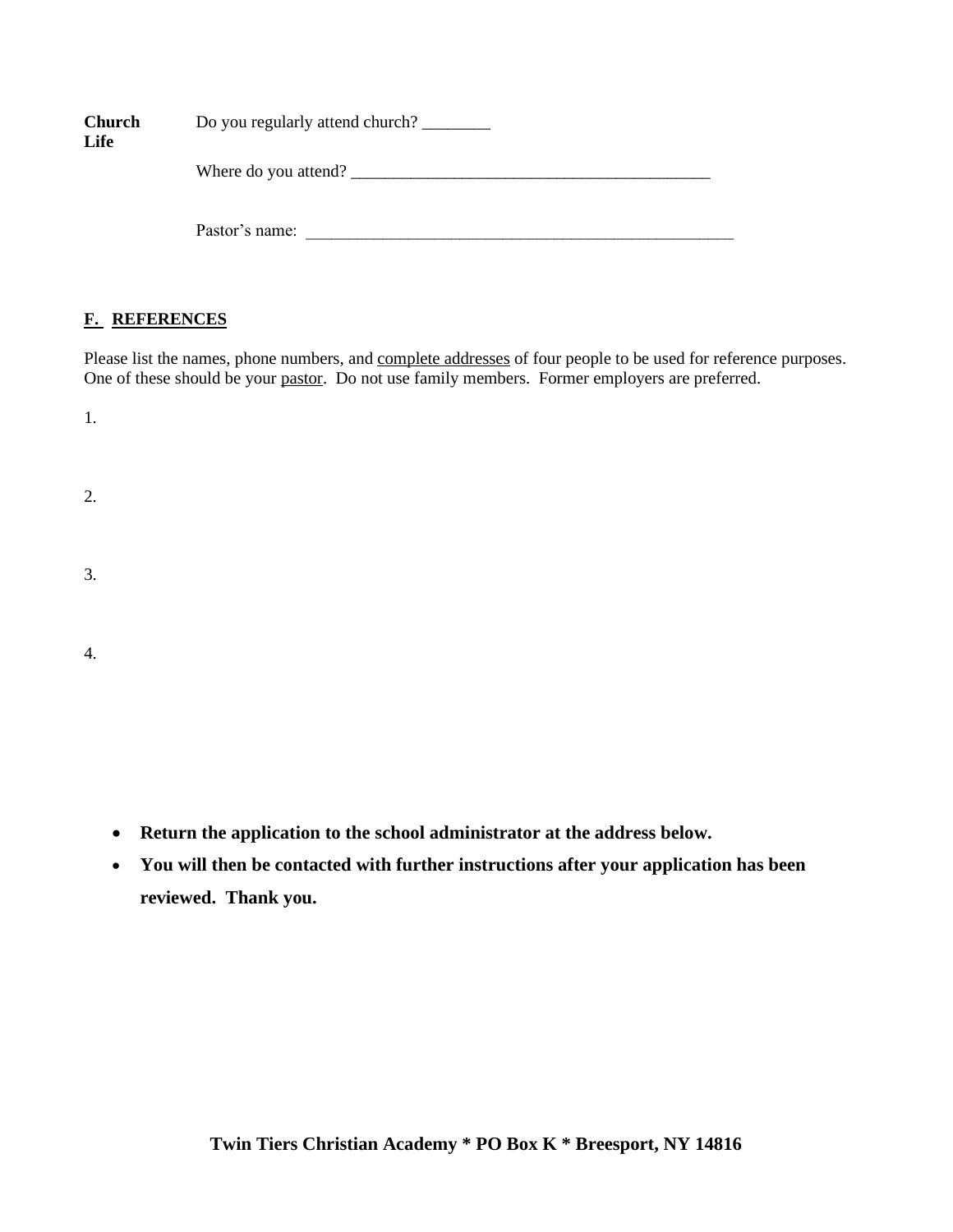**Church Life**

Do you regularly attend church? ________

Where do you attend? ____________________________________________

Pastor's name: _____________________________________________________

## F. REFERENCES

Please list the names, phone numbers, and complete addresses of four people to be used for reference purposes. One of these should be your pastor. Do not use family members. Former employers are preferred.

1.

2.

3.

4.

- **Return the application to the school administrator at the address below.**
- **You will then be contacted with further instructions after your application has been reviewed. Thank you.**

**Twin Tiers Christian Academy * PO Box K * Breesport, NY 14816**